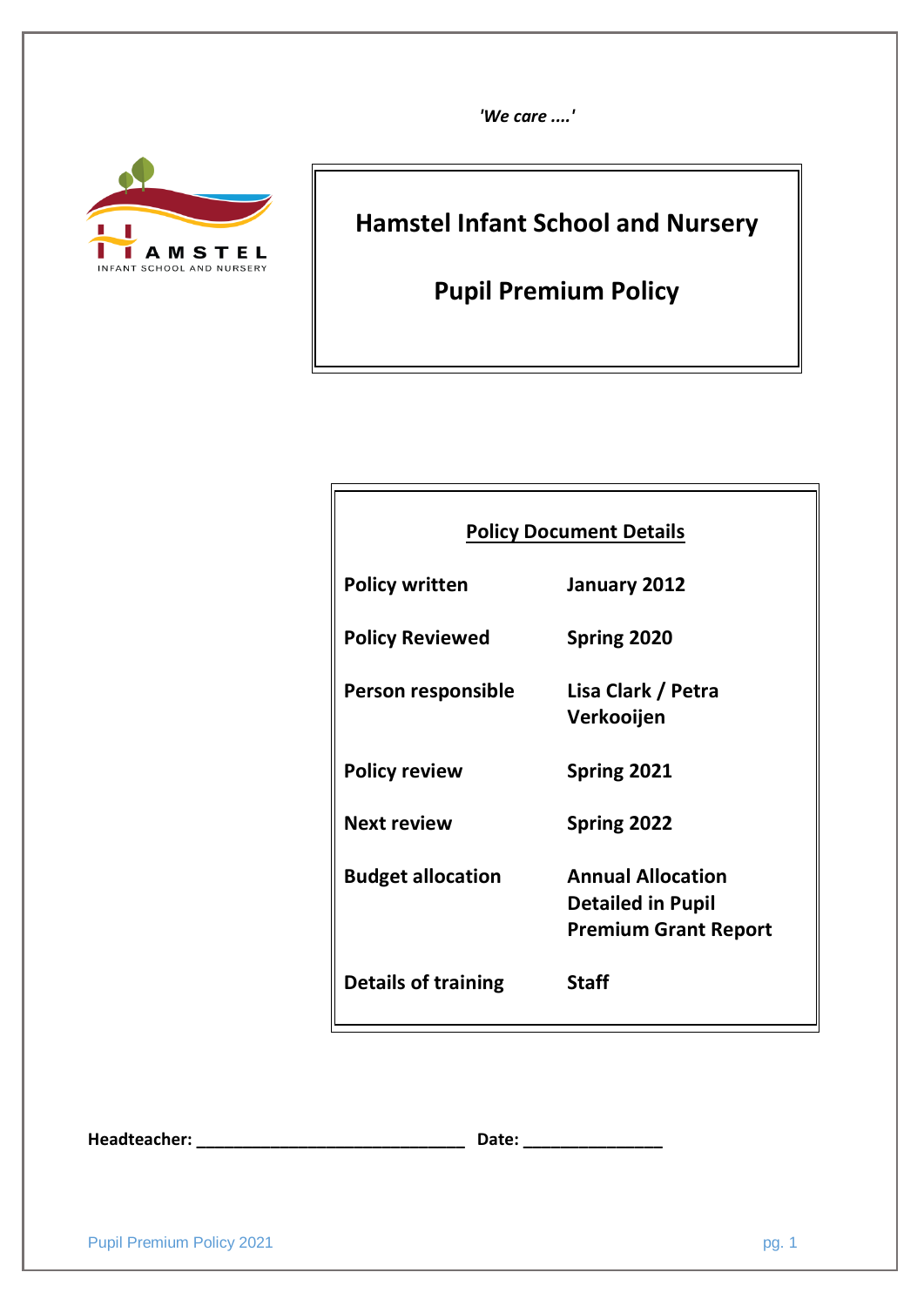*'We care ....'*

# Hamstel Infant School and Nursery

# Pupil Premium Policy

| **Policy Document Details** | |
|---|---|
| **Policy written** | **January 2012** |
| **Policy Reviewed** | **Spring 2020** |
| **Person responsible** | **Lisa Clark / Petra Verkooijen** |
| **Policy review** | **Spring 2021** |
| **Next review** | **Spring 2022** |
| **Budget allocation** | **Annual Allocation Detailed in Pupil Premium Grant Report** |
| **Details of training** | **Staff** |

**Headteacher: ______________________________ Date: _______________**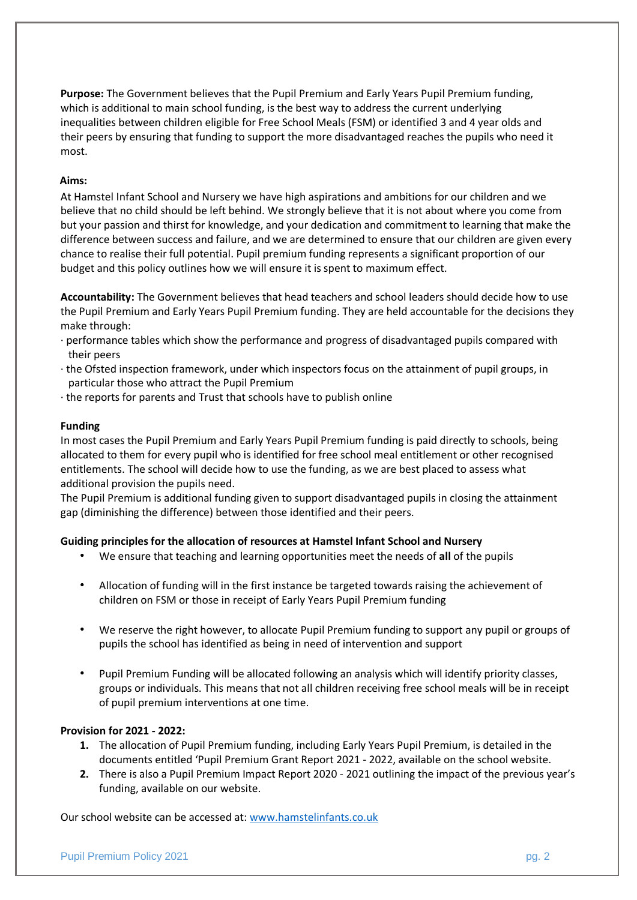**Purpose:** The Government believes that the Pupil Premium and Early Years Pupil Premium funding, which is additional to main school funding, is the best way to address the current underlying inequalities between children eligible for Free School Meals (FSM) or identified 3 and 4 year olds and their peers by ensuring that funding to support the more disadvantaged reaches the pupils who need it most.

**Aims:**

At Hamstel Infant School and Nursery we have high aspirations and ambitions for our children and we believe that no child should be left behind. We strongly believe that it is not about where you come from but your passion and thirst for knowledge, and your dedication and commitment to learning that make the difference between success and failure, and we are determined to ensure that our children are given every chance to realise their full potential. Pupil premium funding represents a significant proportion of our budget and this policy outlines how we will ensure it is spent to maximum effect.

**Accountability:** The Government believes that head teachers and school leaders should decide how to use the Pupil Premium and Early Years Pupil Premium funding. They are held accountable for the decisions they make through:

- performance tables which show the performance and progress of disadvantaged pupils compared with their peers
- the Ofsted inspection framework, under which inspectors focus on the attainment of pupil groups, in particular those who attract the Pupil Premium
- the reports for parents and Trust that schools have to publish online

**Funding**

In most cases the Pupil Premium and Early Years Pupil Premium funding is paid directly to schools, being allocated to them for every pupil who is identified for free school meal entitlement or other recognised entitlements. The school will decide how to use the funding, as we are best placed to assess what additional provision the pupils need.

The Pupil Premium is additional funding given to support disadvantaged pupils in closing the attainment gap (diminishing the difference) between those identified and their peers.

**Guiding principles for the allocation of resources at Hamstel Infant School and Nursery**

- We ensure that teaching and learning opportunities meet the needs of **all** of the pupils
- Allocation of funding will in the first instance be targeted towards raising the achievement of children on FSM or those in receipt of Early Years Pupil Premium funding
- We reserve the right however, to allocate Pupil Premium funding to support any pupil or groups of pupils the school has identified as being in need of intervention and support
- Pupil Premium Funding will be allocated following an analysis which will identify priority classes, groups or individuals. This means that not all children receiving free school meals will be in receipt of pupil premium interventions at one time.

**Provision for 2021 - 2022:**

1. The allocation of Pupil Premium funding, including Early Years Pupil Premium, is detailed in the documents entitled 'Pupil Premium Grant Report 2021 - 2022, available on the school website.
2. There is also a Pupil Premium Impact Report 2020 - 2021 outlining the impact of the previous year's funding, available on our website.

Our school website can be accessed at: [www.hamstelinfants.co.uk](http://www.hamstelinfants.co.uk)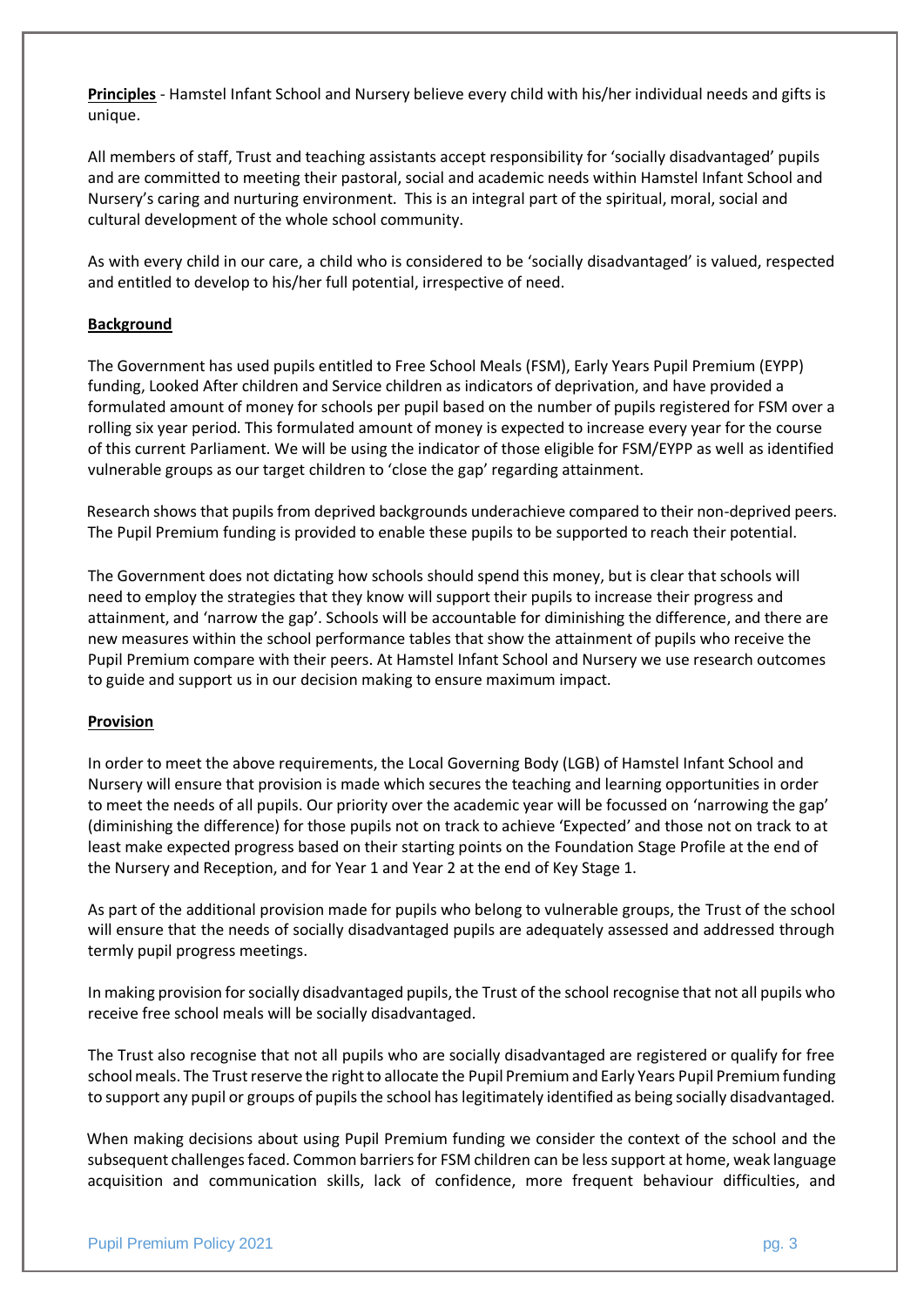**Principles** - Hamstel Infant School and Nursery believe every child with his/her individual needs and gifts is unique.

All members of staff, Trust and teaching assistants accept responsibility for 'socially disadvantaged' pupils and are committed to meeting their pastoral, social and academic needs within Hamstel Infant School and Nursery's caring and nurturing environment. This is an integral part of the spiritual, moral, social and cultural development of the whole school community.

As with every child in our care, a child who is considered to be 'socially disadvantaged' is valued, respected and entitled to develop to his/her full potential, irrespective of need.

**Background**

The Government has used pupils entitled to Free School Meals (FSM), Early Years Pupil Premium (EYPP) funding, Looked After children and Service children as indicators of deprivation, and have provided a formulated amount of money for schools per pupil based on the number of pupils registered for FSM over a rolling six year period. This formulated amount of money is expected to increase every year for the course of this current Parliament. We will be using the indicator of those eligible for FSM/EYPP as well as identified vulnerable groups as our target children to 'close the gap' regarding attainment.

Research shows that pupils from deprived backgrounds underachieve compared to their non-deprived peers. The Pupil Premium funding is provided to enable these pupils to be supported to reach their potential.

The Government does not dictating how schools should spend this money, but is clear that schools will need to employ the strategies that they know will support their pupils to increase their progress and attainment, and 'narrow the gap'. Schools will be accountable for diminishing the difference, and there are new measures within the school performance tables that show the attainment of pupils who receive the Pupil Premium compare with their peers. At Hamstel Infant School and Nursery we use research outcomes to guide and support us in our decision making to ensure maximum impact.

**Provision**

In order to meet the above requirements, the Local Governing Body (LGB) of Hamstel Infant School and Nursery will ensure that provision is made which secures the teaching and learning opportunities in order to meet the needs of all pupils. Our priority over the academic year will be focussed on 'narrowing the gap' (diminishing the difference) for those pupils not on track to achieve 'Expected' and those not on track to at least make expected progress based on their starting points on the Foundation Stage Profile at the end of the Nursery and Reception, and for Year 1 and Year 2 at the end of Key Stage 1.

As part of the additional provision made for pupils who belong to vulnerable groups, the Trust of the school will ensure that the needs of socially disadvantaged pupils are adequately assessed and addressed through termly pupil progress meetings.

In making provision for socially disadvantaged pupils, the Trust of the school recognise that not all pupils who receive free school meals will be socially disadvantaged.

The Trust also recognise that not all pupils who are socially disadvantaged are registered or qualify for free school meals. The Trust reserve the right to allocate the Pupil Premium and Early Years Pupil Premium funding to support any pupil or groups of pupils the school has legitimately identified as being socially disadvantaged.

When making decisions about using Pupil Premium funding we consider the context of the school and the subsequent challenges faced. Common barriers for FSM children can be less support at home, weak language acquisition and communication skills, lack of confidence, more frequent behaviour difficulties, and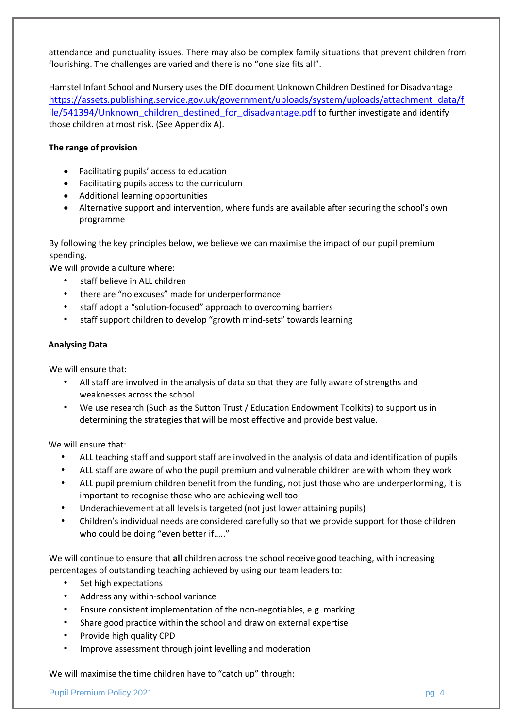attendance and punctuality issues. There may also be complex family situations that prevent children from flourishing. The challenges are varied and there is no "one size fits all".

Hamstel Infant School and Nursery uses the DfE document Unknown Children Destined for Disadvantage https://assets.publishing.service.gov.uk/government/uploads/system/uploads/attachment_data/file/541394/Unknown_children_destined_for_disadvantage.pdf to further investigate and identify those children at most risk. (See Appendix A).

**The range of provision**

- Facilitating pupils' access to education
- Facilitating pupils access to the curriculum
- Additional learning opportunities
- Alternative support and intervention, where funds are available after securing the school's own programme

By following the key principles below, we believe we can maximise the impact of our pupil premium spending.

We will provide a culture where:

- staff believe in ALL children
- there are "no excuses" made for underperformance
- staff adopt a "solution-focused" approach to overcoming barriers
- staff support children to develop "growth mind-sets" towards learning

**Analysing Data**

We will ensure that:

- All staff are involved in the analysis of data so that they are fully aware of strengths and weaknesses across the school
- We use research (Such as the Sutton Trust / Education Endowment Toolkits) to support us in determining the strategies that will be most effective and provide best value.

We will ensure that:

- ALL teaching staff and support staff are involved in the analysis of data and identification of pupils
- ALL staff are aware of who the pupil premium and vulnerable children are with whom they work
- ALL pupil premium children benefit from the funding, not just those who are underperforming, it is important to recognise those who are achieving well too
- Underachievement at all levels is targeted (not just lower attaining pupils)
- Children's individual needs are considered carefully so that we provide support for those children who could be doing "even better if….."

We will continue to ensure that **all** children across the school receive good teaching, with increasing percentages of outstanding teaching achieved by using our team leaders to:

- Set high expectations
- Address any within-school variance
- Ensure consistent implementation of the non-negotiables, e.g. marking
- Share good practice within the school and draw on external expertise
- Provide high quality CPD
- Improve assessment through joint levelling and moderation

We will maximise the time children have to "catch up" through: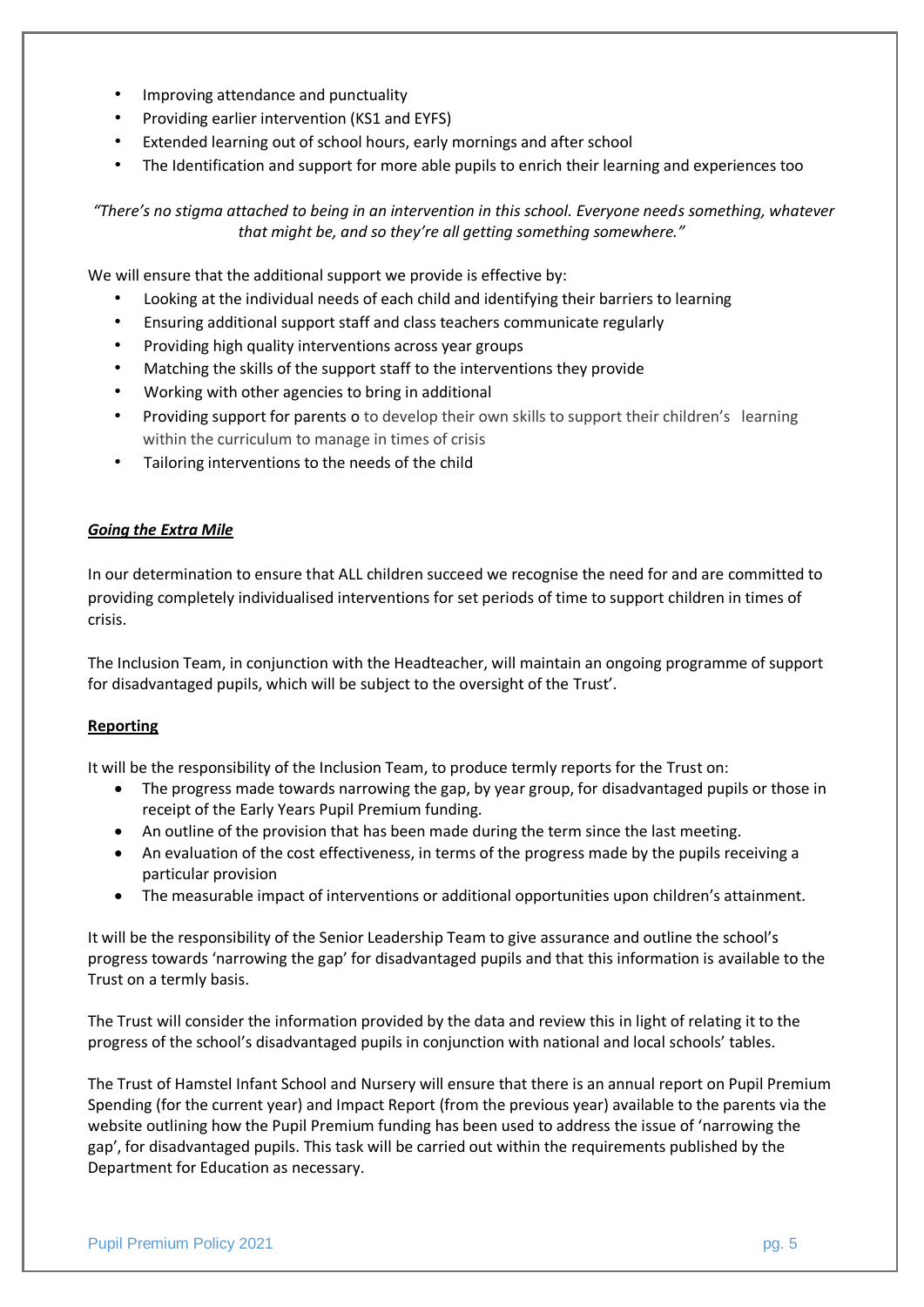- Improving attendance and punctuality
- Providing earlier intervention (KS1 and EYFS)
- Extended learning out of school hours, early mornings and after school
- The Identification and support for more able pupils to enrich their learning and experiences too

*"There's no stigma attached to being in an intervention in this school. Everyone needs something, whatever that might be, and so they're all getting something somewhere."*

We will ensure that the additional support we provide is effective by:

- Looking at the individual needs of each child and identifying their barriers to learning
- Ensuring additional support staff and class teachers communicate regularly
- Providing high quality interventions across year groups
- Matching the skills of the support staff to the interventions they provide
- Working with other agencies to bring in additional
- Providing support for parents o to develop their own skills to support their children's learning within the curriculum to manage in times of crisis
- Tailoring interventions to the needs of the child

***Going the Extra Mile***

In our determination to ensure that ALL children succeed we recognise the need for and are committed to providing completely individualised interventions for set periods of time to support children in times of crisis.

The Inclusion Team, in conjunction with the Headteacher, will maintain an ongoing programme of support for disadvantaged pupils, which will be subject to the oversight of the Trust'.

**Reporting**

It will be the responsibility of the Inclusion Team, to produce termly reports for the Trust on:

- The progress made towards narrowing the gap, by year group, for disadvantaged pupils or those in receipt of the Early Years Pupil Premium funding.
- An outline of the provision that has been made during the term since the last meeting.
- An evaluation of the cost effectiveness, in terms of the progress made by the pupils receiving a particular provision
- The measurable impact of interventions or additional opportunities upon children's attainment.

It will be the responsibility of the Senior Leadership Team to give assurance and outline the school's progress towards 'narrowing the gap' for disadvantaged pupils and that this information is available to the Trust on a termly basis.

The Trust will consider the information provided by the data and review this in light of relating it to the progress of the school's disadvantaged pupils in conjunction with national and local schools' tables.

The Trust of Hamstel Infant School and Nursery will ensure that there is an annual report on Pupil Premium Spending (for the current year) and Impact Report (from the previous year) available to the parents via the website outlining how the Pupil Premium funding has been used to address the issue of 'narrowing the gap', for disadvantaged pupils. This task will be carried out within the requirements published by the Department for Education as necessary.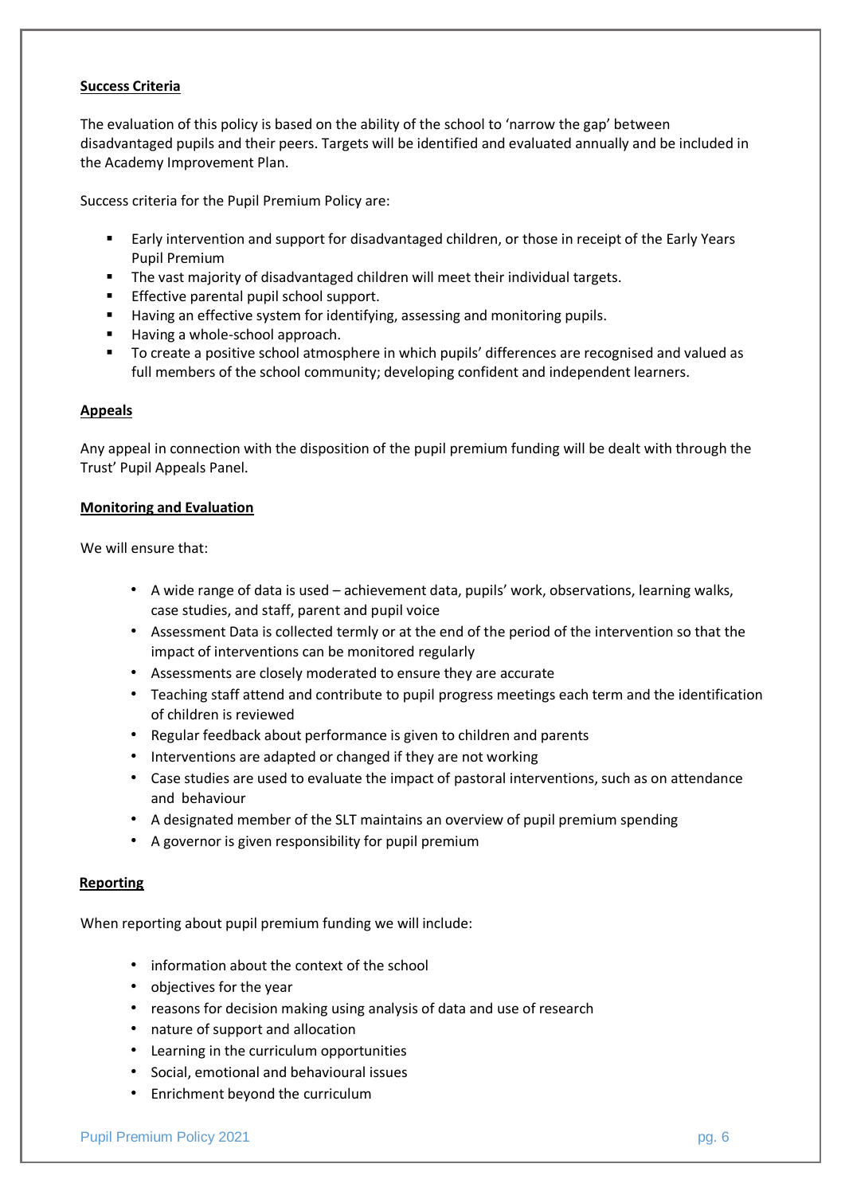**Success Criteria**

The evaluation of this policy is based on the ability of the school to 'narrow the gap' between disadvantaged pupils and their peers. Targets will be identified and evaluated annually and be included in the Academy Improvement Plan.

Success criteria for the Pupil Premium Policy are:

- Early intervention and support for disadvantaged children, or those in receipt of the Early Years Pupil Premium
- The vast majority of disadvantaged children will meet their individual targets.
- Effective parental pupil school support.
- Having an effective system for identifying, assessing and monitoring pupils.
- Having a whole-school approach.
- To create a positive school atmosphere in which pupils' differences are recognised and valued as full members of the school community; developing confident and independent learners.

**Appeals**

Any appeal in connection with the disposition of the pupil premium funding will be dealt with through the Trust' Pupil Appeals Panel.

**Monitoring and Evaluation**

We will ensure that:

- A wide range of data is used – achievement data, pupils' work, observations, learning walks, case studies, and staff, parent and pupil voice
- Assessment Data is collected termly or at the end of the period of the intervention so that the impact of interventions can be monitored regularly
- Assessments are closely moderated to ensure they are accurate
- Teaching staff attend and contribute to pupil progress meetings each term and the identification of children is reviewed
- Regular feedback about performance is given to children and parents
- Interventions are adapted or changed if they are not working
- Case studies are used to evaluate the impact of pastoral interventions, such as on attendance and behaviour
- A designated member of the SLT maintains an overview of pupil premium spending
- A governor is given responsibility for pupil premium

**Reporting**

When reporting about pupil premium funding we will include:

- information about the context of the school
- objectives for the year
- reasons for decision making using analysis of data and use of research
- nature of support and allocation
- Learning in the curriculum opportunities
- Social, emotional and behavioural issues
- Enrichment beyond the curriculum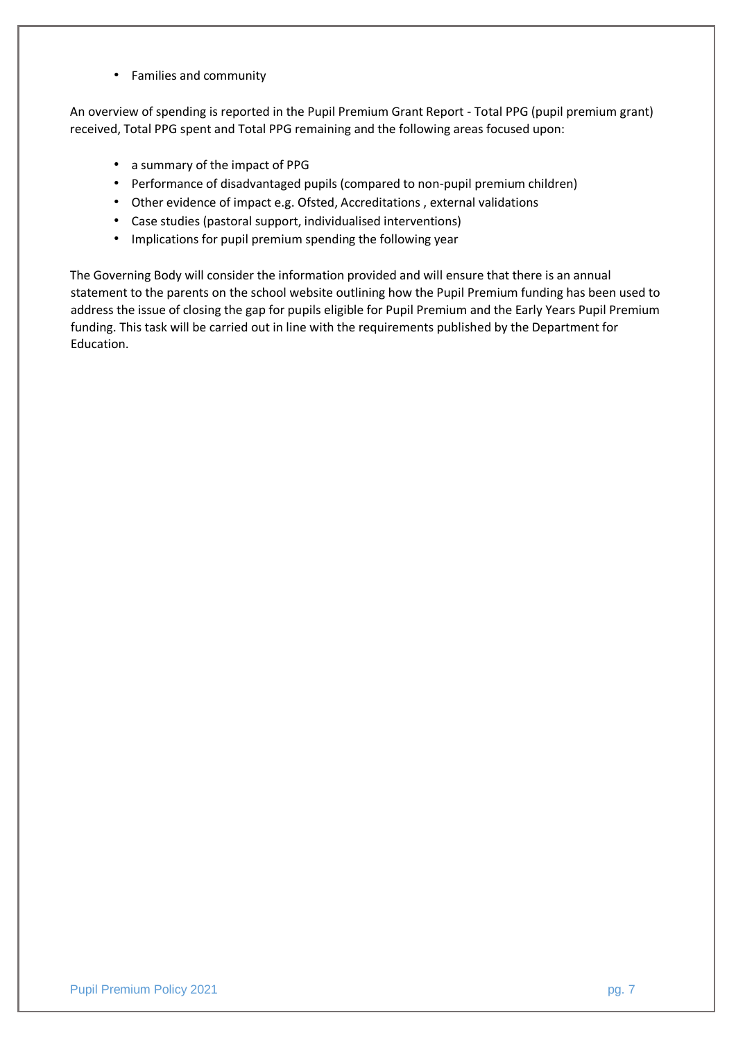- Families and community

An overview of spending is reported in the Pupil Premium Grant Report - Total PPG (pupil premium grant) received, Total PPG spent and Total PPG remaining and the following areas focused upon:

- a summary of the impact of PPG
- Performance of disadvantaged pupils (compared to non-pupil premium children)
- Other evidence of impact e.g. Ofsted, Accreditations , external validations
- Case studies (pastoral support, individualised interventions)
- Implications for pupil premium spending the following year

The Governing Body will consider the information provided and will ensure that there is an annual statement to the parents on the school website outlining how the Pupil Premium funding has been used to address the issue of closing the gap for pupils eligible for Pupil Premium and the Early Years Pupil Premium funding. This task will be carried out in line with the requirements published by the Department for Education.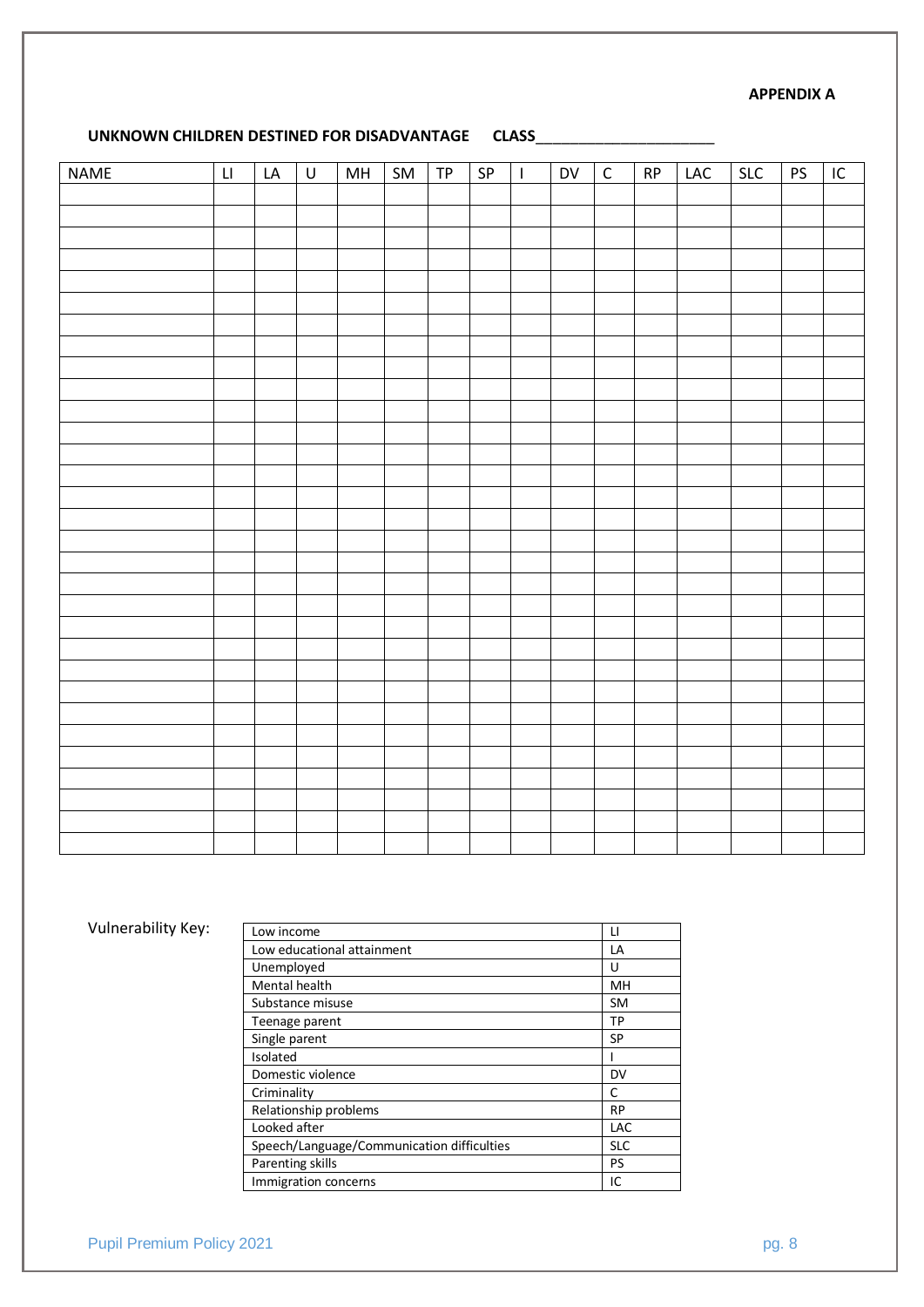**APPENDIX A**

**UNKNOWN CHILDREN DESTINED FOR DISADVANTAGE     CLASS______________________**

| NAME | LI | LA | U | MH | SM | TP | SP | I | DV | C | RP | LAC | SLC | PS | IC |
|---|---|---|---|---|---|---|---|---|---|---|---|---|---|---|---|
| | | | | | | | | | | | | | | | |
| | | | | | | | | | | | | | | | |
| | | | | | | | | | | | | | | | |
| | | | | | | | | | | | | | | | |
| | | | | | | | | | | | | | | | |
| | | | | | | | | | | | | | | | |
| | | | | | | | | | | | | | | | |
| | | | | | | | | | | | | | | | |
| | | | | | | | | | | | | | | | |
| | | | | | | | | | | | | | | | |
| | | | | | | | | | | | | | | | |
| | | | | | | | | | | | | | | | |
| | | | | | | | | | | | | | | | |
| | | | | | | | | | | | | | | | |
| | | | | | | | | | | | | | | | |
| | | | | | | | | | | | | | | | |
| | | | | | | | | | | | | | | | |
| | | | | | | | | | | | | | | | |
| | | | | | | | | | | | | | | | |
| | | | | | | | | | | | | | | | |
| | | | | | | | | | | | | | | | |
| | | | | | | | | | | | | | | | |
| | | | | | | | | | | | | | | | |
| | | | | | | | | | | | | | | | |
| | | | | | | | | | | | | | | | |
| | | | | | | | | | | | | | | | |
| | | | | | | | | | | | | | | | |
| | | | | | | | | | | | | | | | |
| | | | | | | | | | | | | | | | |
| | | | | | | | | | | | | | | | |
| | | | | | | | | | | | | | | | |

Vulnerability Key:

| | |
|---|---|
| Low income | LI |
| Low educational attainment | LA |
| Unemployed | U |
| Mental health | MH |
| Substance misuse | SM |
| Teenage parent | TP |
| Single parent | SP |
| Isolated | I |
| Domestic violence | DV |
| Criminality | C |
| Relationship problems | RP |
| Looked after | LAC |
| Speech/Language/Communication difficulties | SLC |
| Parenting skills | PS |
| Immigration concerns | IC |